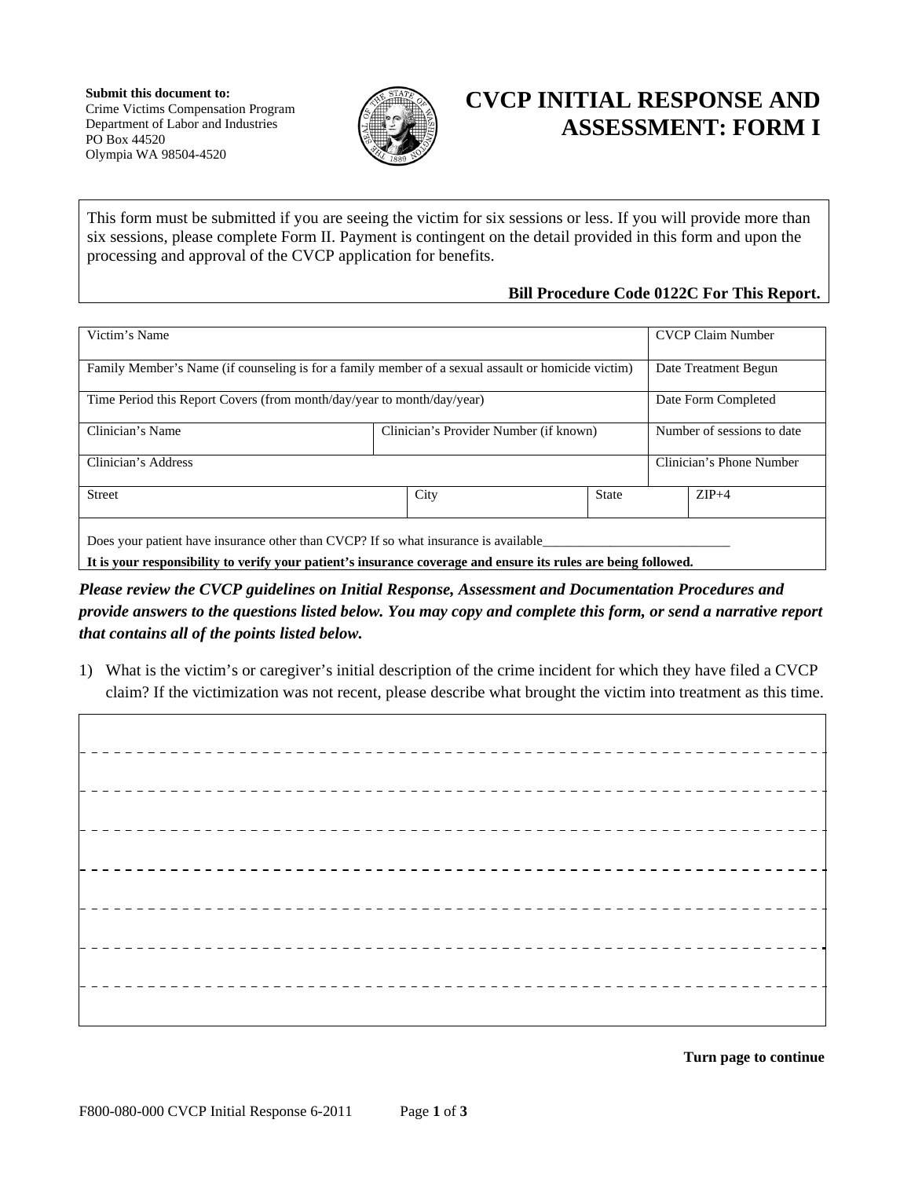**Submit this document to:**
Crime Victims Compensation Program
Department of Labor and Industries
PO Box 44520
Olympia WA 98504-4520

# CVCP INITIAL RESPONSE AND ASSESSMENT: FORM I

This form must be submitted if you are seeing the victim for six sessions or less. If you will provide more than six sessions, please complete Form II. Payment is contingent on the detail provided in this form and upon the processing and approval of the CVCP application for benefits.

**Bill Procedure Code 0122C For This Report.**

| | | | |
|---|---|---|---|
| Victim's Name | | | CVCP Claim Number |
| Family Member's Name (if counseling is for a family member of a sexual assault or homicide victim) | | | Date Treatment Begun |
| Time Period this Report Covers (from month/day/year to month/day/year) | | | Date Form Completed |
| Clinician's Name | Clinician's Provider Number (if known) | | Number of sessions to date |
| Clinician's Address | | | Clinician's Phone Number |
| Street | City | State | ZIP+4 |

Does your patient have insurance other than CVCP? If so what insurance is available____________________________

**It is your responsibility to verify your patient's insurance coverage and ensure its rules are being followed.**

***Please review the CVCP guidelines on Initial Response, Assessment and Documentation Procedures and provide answers to the questions listed below. You may copy and complete this form, or send a narrative report that contains all of the points listed below.***

1) What is the victim's or caregiver's initial description of the crime incident for which they have filed a CVCP claim? If the victimization was not recent, please describe what brought the victim into treatment as this time.

**Turn page to continue**

F800-080-000 CVCP Initial Response 6-2011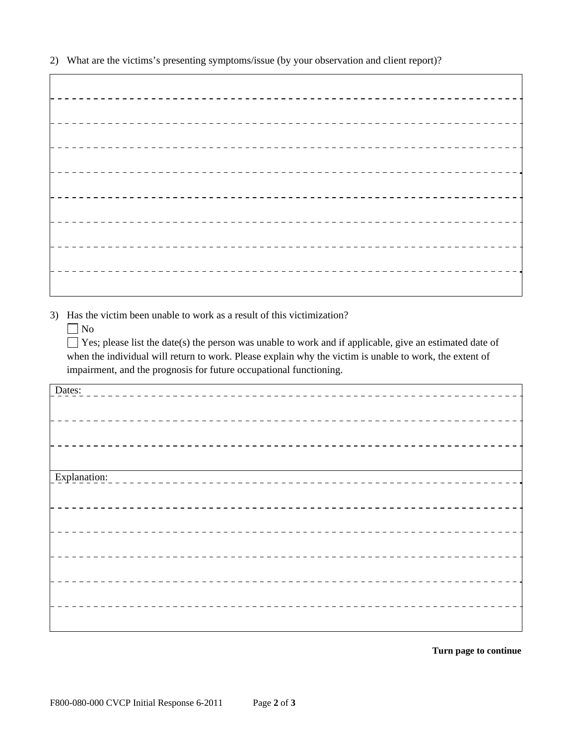2) What are the victims's presenting symptoms/issue (by your observation and client report)?

3) Has the victim been unable to work as a result of this victimization?

☐ No

☐ Yes; please list the date(s) the person was unable to work and if applicable, give an estimated date of when the individual will return to work. Please explain why the victim is unable to work, the extent of impairment, and the prognosis for future occupational functioning.

Dates:

Explanation:

**Turn page to continue**

F800-080-000 CVCP Initial Response 6-2011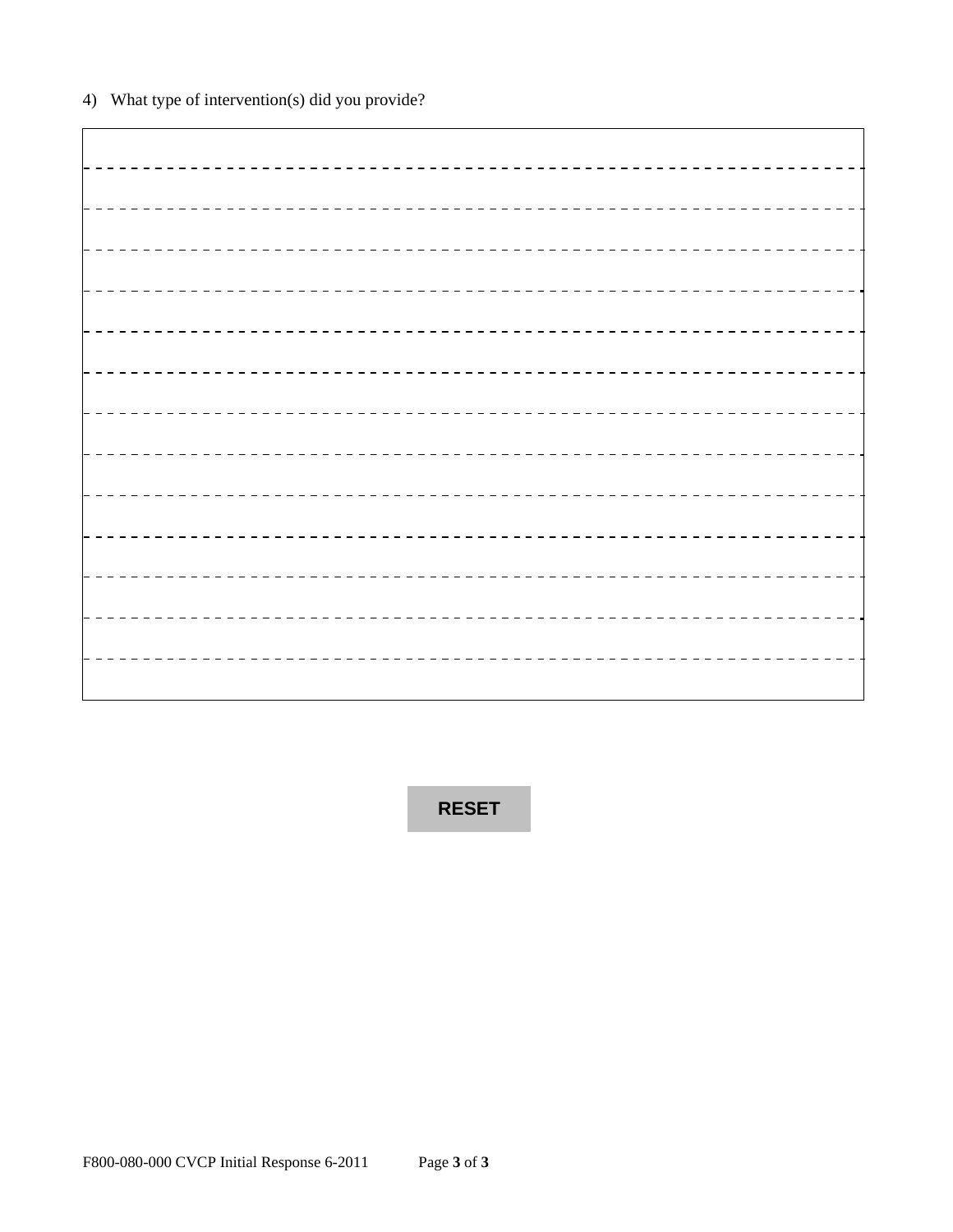4) What type of intervention(s) did you provide?

RESET

F800-080-000 CVCP Initial Response 6-2011